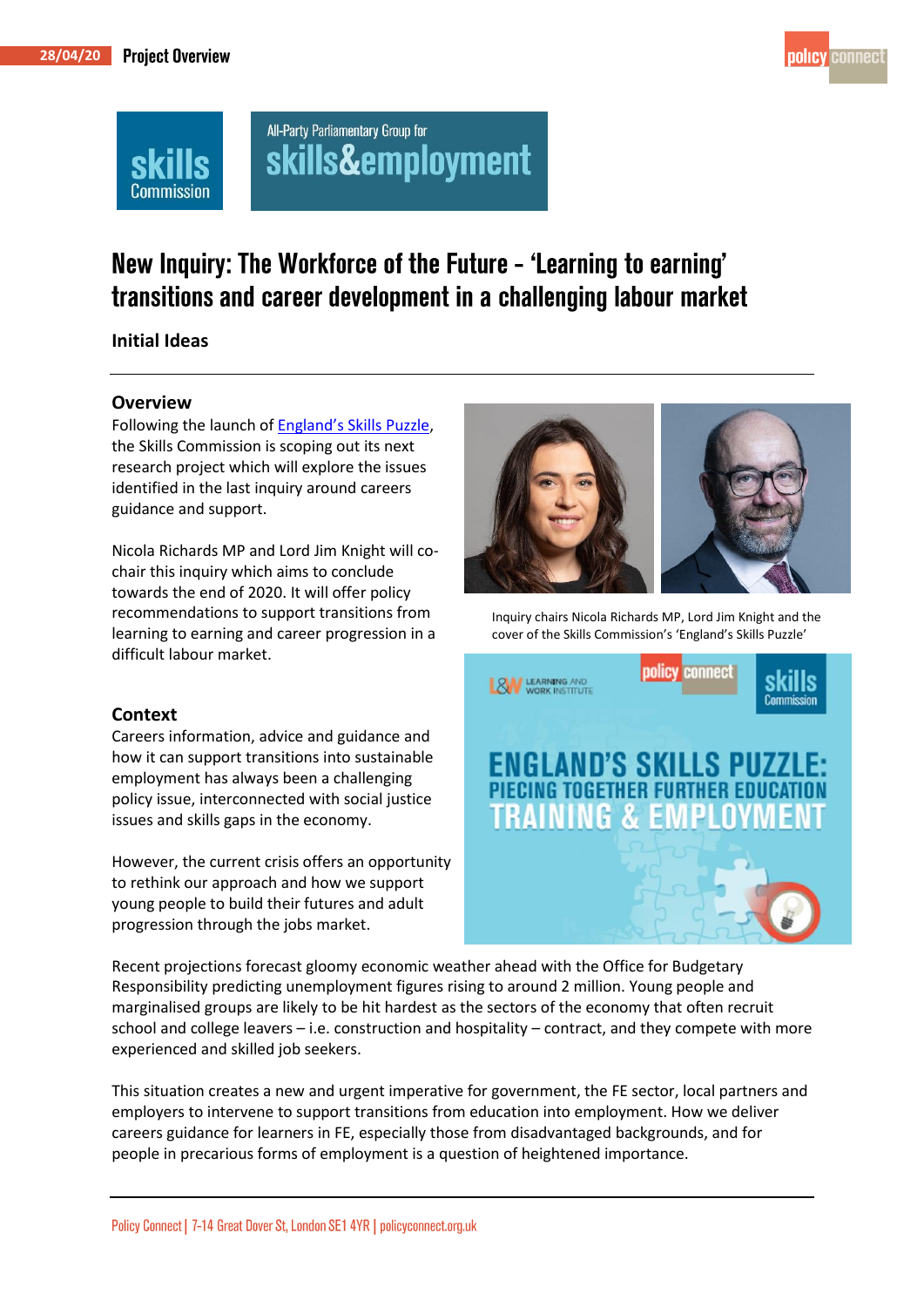# New Inquiry: The Workforce of the Future – 'Learning to earning' transitions and career development in a challenging labour market

**Initial Ideas**

## Overview

Following the launch of England's Skills Puzzle, the Skills Commission is scoping out its next research project which will explore the issues identified in the last inquiry around careers guidance and support.

Nicola Richards MP and Lord Jim Knight will co-chair this inquiry which aims to conclude towards the end of 2020. It will offer policy recommendations to support transitions from learning to earning and career progression in a difficult labour market.

Inquiry chairs Nicola Richards MP, Lord Jim Knight and the cover of the Skills Commission's 'England's Skills Puzzle'

## Context

Careers information, advice and guidance and how it can support transitions into sustainable employment has always been a challenging policy issue, interconnected with social justice issues and skills gaps in the economy.

However, the current crisis offers an opportunity to rethink our approach and how we support young people to build their futures and adult progression through the jobs market.

Recent projections forecast gloomy economic weather ahead with the Office for Budgetary Responsibility predicting unemployment figures rising to around 2 million. Young people and marginalised groups are likely to be hit hardest as the sectors of the economy that often recruit school and college leavers – i.e. construction and hospitality – contract, and they compete with more experienced and skilled job seekers.

This situation creates a new and urgent imperative for government, the FE sector, local partners and employers to intervene to support transitions from education into employment. How we deliver careers guidance for learners in FE, especially those from disadvantaged backgrounds, and for people in precarious forms of employment is a question of heightened importance.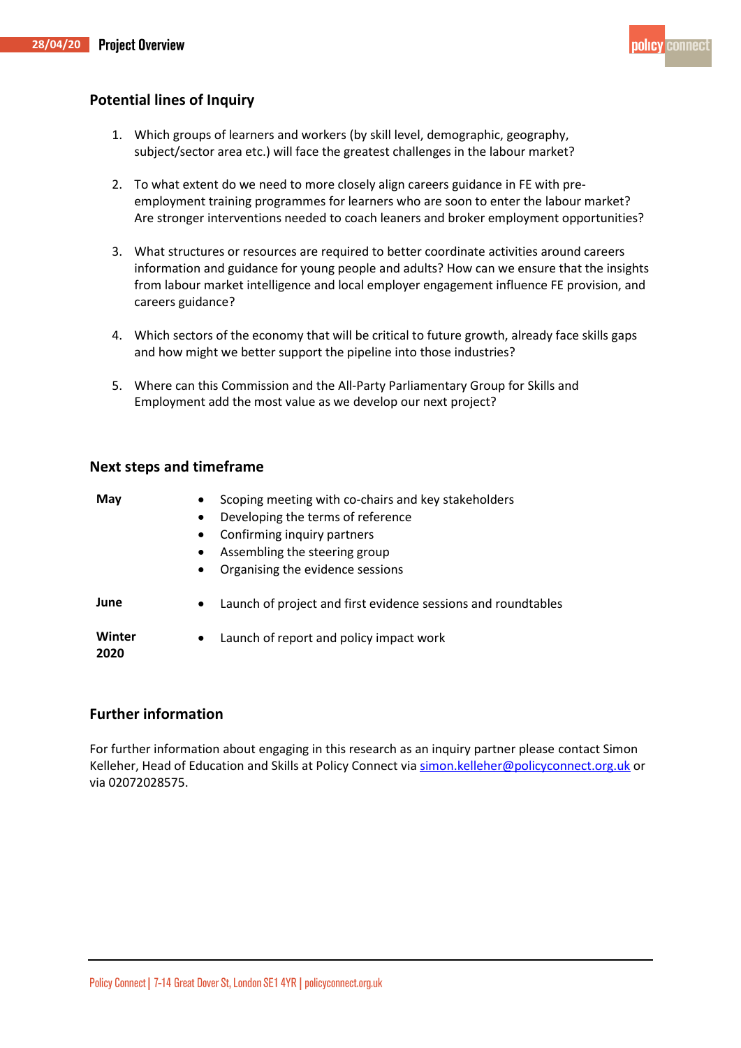## Potential lines of Inquiry

1. Which groups of learners and workers (by skill level, demographic, geography, subject/sector area etc.) will face the greatest challenges in the labour market?

2. To what extent do we need to more closely align careers guidance in FE with pre-employment training programmes for learners who are soon to enter the labour market? Are stronger interventions needed to coach leaners and broker employment opportunities?

3. What structures or resources are required to better coordinate activities around careers information and guidance for young people and adults? How can we ensure that the insights from labour market intelligence and local employer engagement influence FE provision, and careers guidance?

4. Which sectors of the economy that will be critical to future growth, already face skills gaps and how might we better support the pipeline into those industries?

5. Where can this Commission and the All-Party Parliamentary Group for Skills and Employment add the most value as we develop our next project?

## Next steps and timeframe

| | |
|---|---|
| **May** | • Scoping meeting with co-chairs and key stakeholders<br>• Developing the terms of reference<br>• Confirming inquiry partners<br>• Assembling the steering group<br>• Organising the evidence sessions |
| **June** | • Launch of project and first evidence sessions and roundtables |
| **Winter 2020** | • Launch of report and policy impact work |

## Further information

For further information about engaging in this research as an inquiry partner please contact Simon Kelleher, Head of Education and Skills at Policy Connect via simon.kelleher@policyconnect.org.uk or via 02072028575.